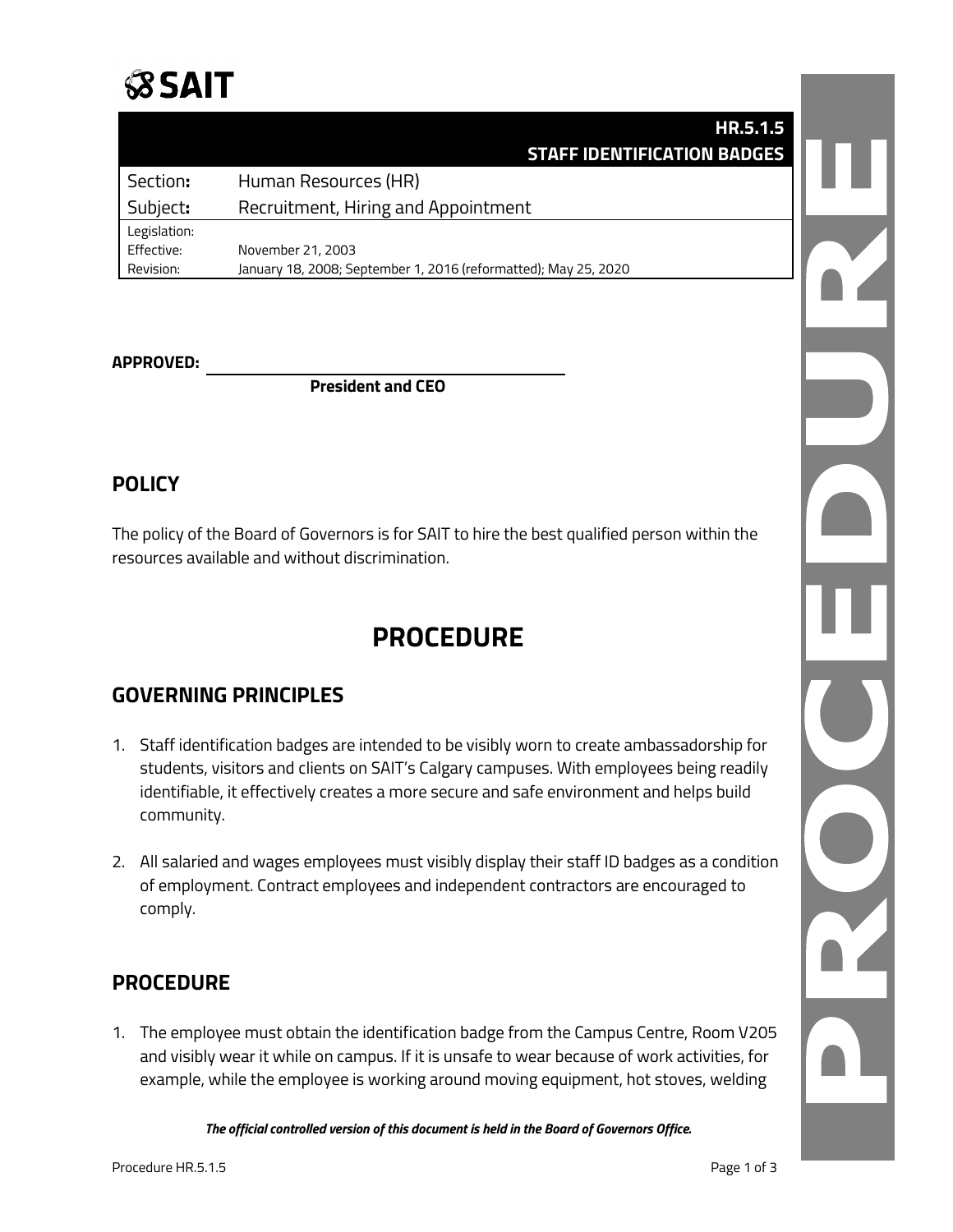SAIT

| | HR.5.1.5 STAFF IDENTIFICATION BADGES |
|---|---|
| Section: | Human Resources (HR) |
| Subject: | Recruitment, Hiring and Appointment |
| Legislation: | |
| Effective: | November 21, 2003 |
| Revision: | January 18, 2008; September 1, 2016 (reformatted); May 25, 2020 |

**APPROVED:** ______________________________

**President and CEO**

## POLICY

The policy of the Board of Governors is for SAIT to hire the best qualified person within the resources available and without discrimination.

# PROCEDURE

## GOVERNING PRINCIPLES

1. Staff identification badges are intended to be visibly worn to create ambassadorship for students, visitors and clients on SAIT's Calgary campuses. With employees being readily identifiable, it effectively creates a more secure and safe environment and helps build community.

2. All salaried and wages employees must visibly display their staff ID badges as a condition of employment. Contract employees and independent contractors are encouraged to comply.

## PROCEDURE

1. The employee must obtain the identification badge from the Campus Centre, Room V205 and visibly wear it while on campus. If it is unsafe to wear because of work activities, for example, while the employee is working around moving equipment, hot stoves, welding

*The official controlled version of this document is held in the Board of Governors Office.*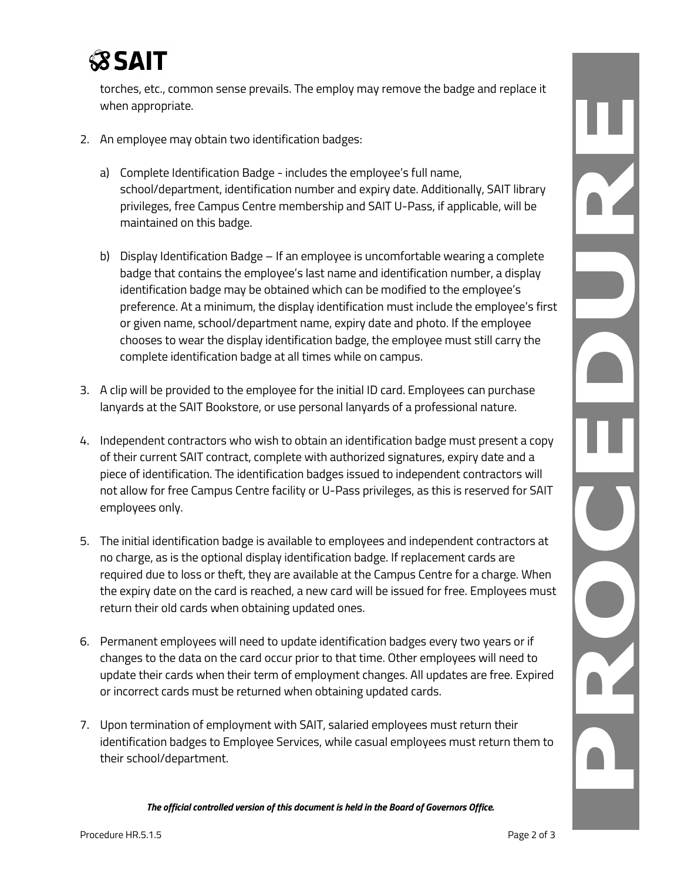torches, etc., common sense prevails. The employ may remove the badge and replace it when appropriate.

2. An employee may obtain two identification badges:

   a) Complete Identification Badge - includes the employee's full name, school/department, identification number and expiry date. Additionally, SAIT library privileges, free Campus Centre membership and SAIT U-Pass, if applicable, will be maintained on this badge.

   b) Display Identification Badge – If an employee is uncomfortable wearing a complete badge that contains the employee's last name and identification number, a display identification badge may be obtained which can be modified to the employee's preference. At a minimum, the display identification must include the employee's first or given name, school/department name, expiry date and photo. If the employee chooses to wear the display identification badge, the employee must still carry the complete identification badge at all times while on campus.

3. A clip will be provided to the employee for the initial ID card. Employees can purchase lanyards at the SAIT Bookstore, or use personal lanyards of a professional nature.

4. Independent contractors who wish to obtain an identification badge must present a copy of their current SAIT contract, complete with authorized signatures, expiry date and a piece of identification. The identification badges issued to independent contractors will not allow for free Campus Centre facility or U-Pass privileges, as this is reserved for SAIT employees only.

5. The initial identification badge is available to employees and independent contractors at no charge, as is the optional display identification badge. If replacement cards are required due to loss or theft, they are available at the Campus Centre for a charge. When the expiry date on the card is reached, a new card will be issued for free. Employees must return their old cards when obtaining updated ones.

6. Permanent employees will need to update identification badges every two years or if changes to the data on the card occur prior to that time. Other employees will need to update their cards when their term of employment changes. All updates are free. Expired or incorrect cards must be returned when obtaining updated cards.

7. Upon termination of employment with SAIT, salaried employees must return their identification badges to Employee Services, while casual employees must return them to their school/department.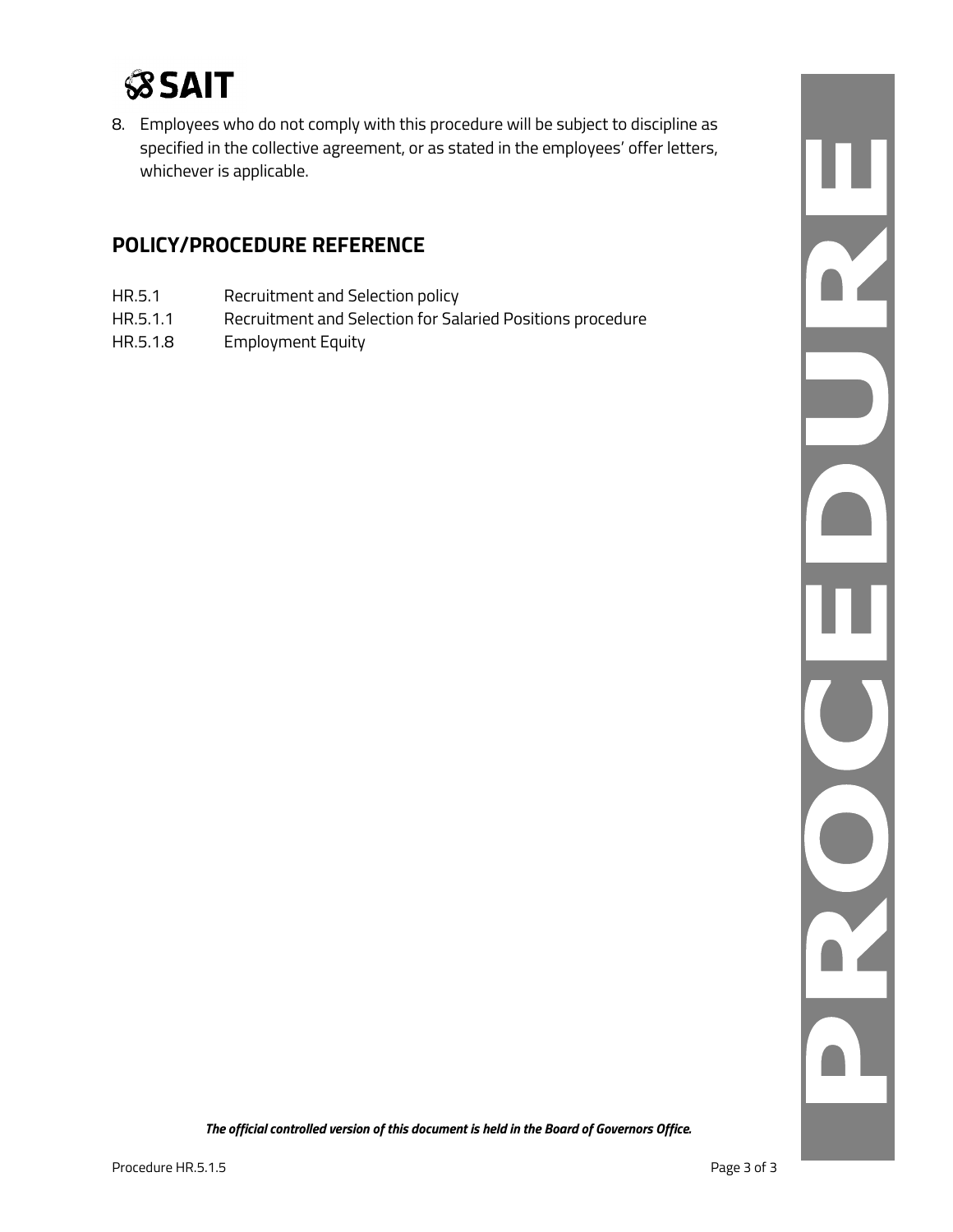8. Employees who do not comply with this procedure will be subject to discipline as specified in the collective agreement, or as stated in the employees' offer letters, whichever is applicable.

## POLICY/PROCEDURE REFERENCE

| | |
|---|---|
| HR.5.1 | Recruitment and Selection policy |
| HR.5.1.1 | Recruitment and Selection for Salaried Positions procedure |
| HR.5.1.8 | Employment Equity |

***The official controlled version of this document is held in the Board of Governors Office.***